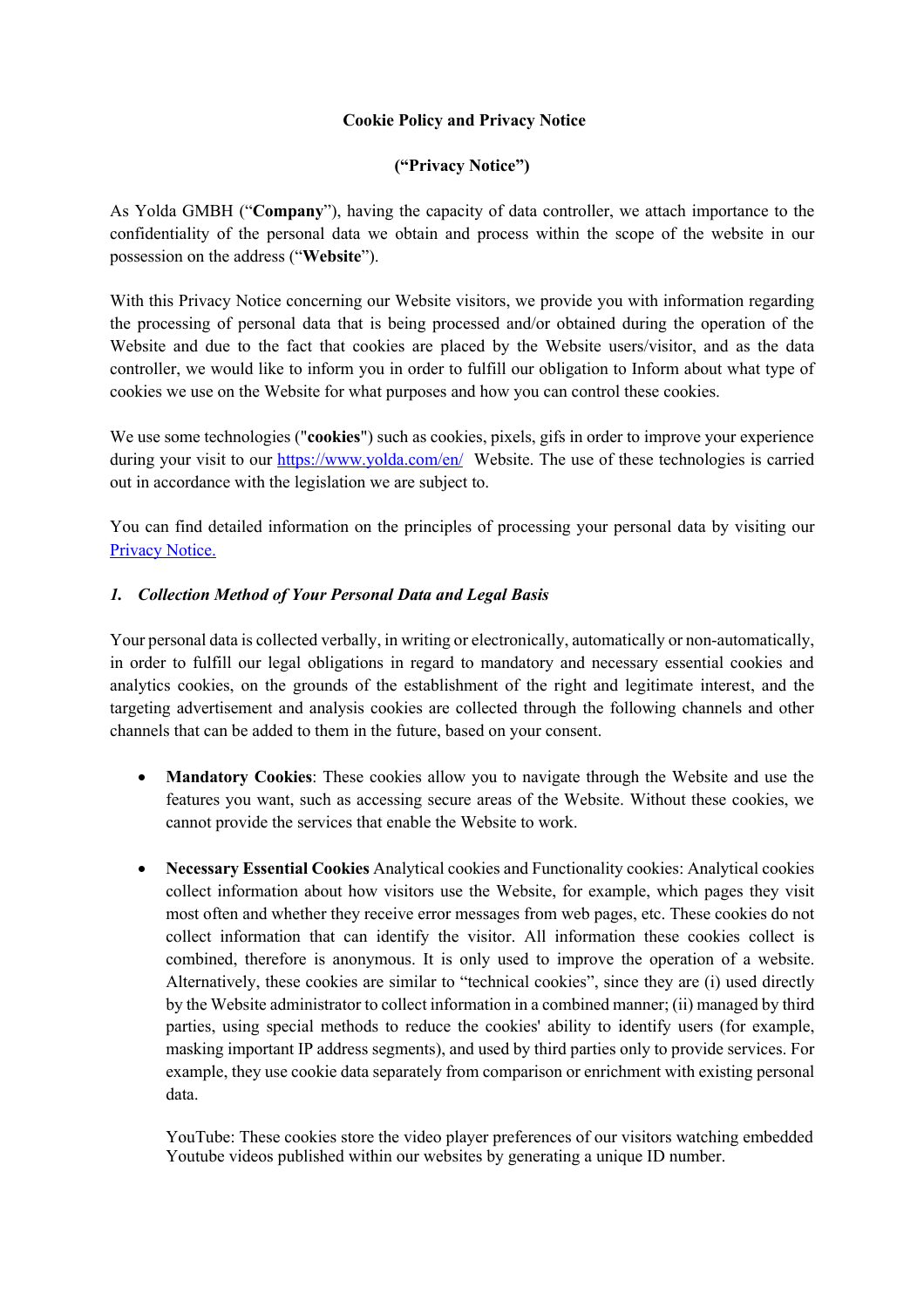**Cookie Policy and Privacy Notice**

**("Privacy Notice")**

As Yolda GMBH ("**Company**"), having the capacity of data controller, we attach importance to the confidentiality of the personal data we obtain and process within the scope of the website in our possession on the address ("**Website**").

With this Privacy Notice concerning our Website visitors, we provide you with information regarding the processing of personal data that is being processed and/or obtained during the operation of the Website and due to the fact that cookies are placed by the Website users/visitor, and as the data controller, we would like to inform you in order to fulfill our obligation to Inform about what type of cookies we use on the Website for what purposes and how you can control these cookies.

We use some technologies ("**cookies**") such as cookies, pixels, gifs in order to improve your experience during your visit to our [https://www.yolda.com/en/](https://www.yolda.com/en/) Website. The use of these technologies is carried out in accordance with the legislation we are subject to.

You can find detailed information on the principles of processing your personal data by visiting our [Privacy Notice.]()

## *1. Collection Method of Your Personal Data and Legal Basis*

Your personal data is collected verbally, in writing or electronically, automatically or non-automatically, in order to fulfill our legal obligations in regard to mandatory and necessary essential cookies and analytics cookies, on the grounds of the establishment of the right and legitimate interest, and the targeting advertisement and analysis cookies are collected through the following channels and other channels that can be added to them in the future, based on your consent.

- **Mandatory Cookies**: These cookies allow you to navigate through the Website and use the features you want, such as accessing secure areas of the Website. Without these cookies, we cannot provide the services that enable the Website to work.

- **Necessary Essential Cookies** Analytical cookies and Functionality cookies: Analytical cookies collect information about how visitors use the Website, for example, which pages they visit most often and whether they receive error messages from web pages, etc. These cookies do not collect information that can identify the visitor. All information these cookies collect is combined, therefore is anonymous. It is only used to improve the operation of a website. Alternatively, these cookies are similar to "technical cookies", since they are (i) used directly by the Website administrator to collect information in a combined manner; (ii) managed by third parties, using special methods to reduce the cookies' ability to identify users (for example, masking important IP address segments), and used by third parties only to provide services. For example, they use cookie data separately from comparison or enrichment with existing personal data.

  YouTube: These cookies store the video player preferences of our visitors watching embedded Youtube videos published within our websites by generating a unique ID number.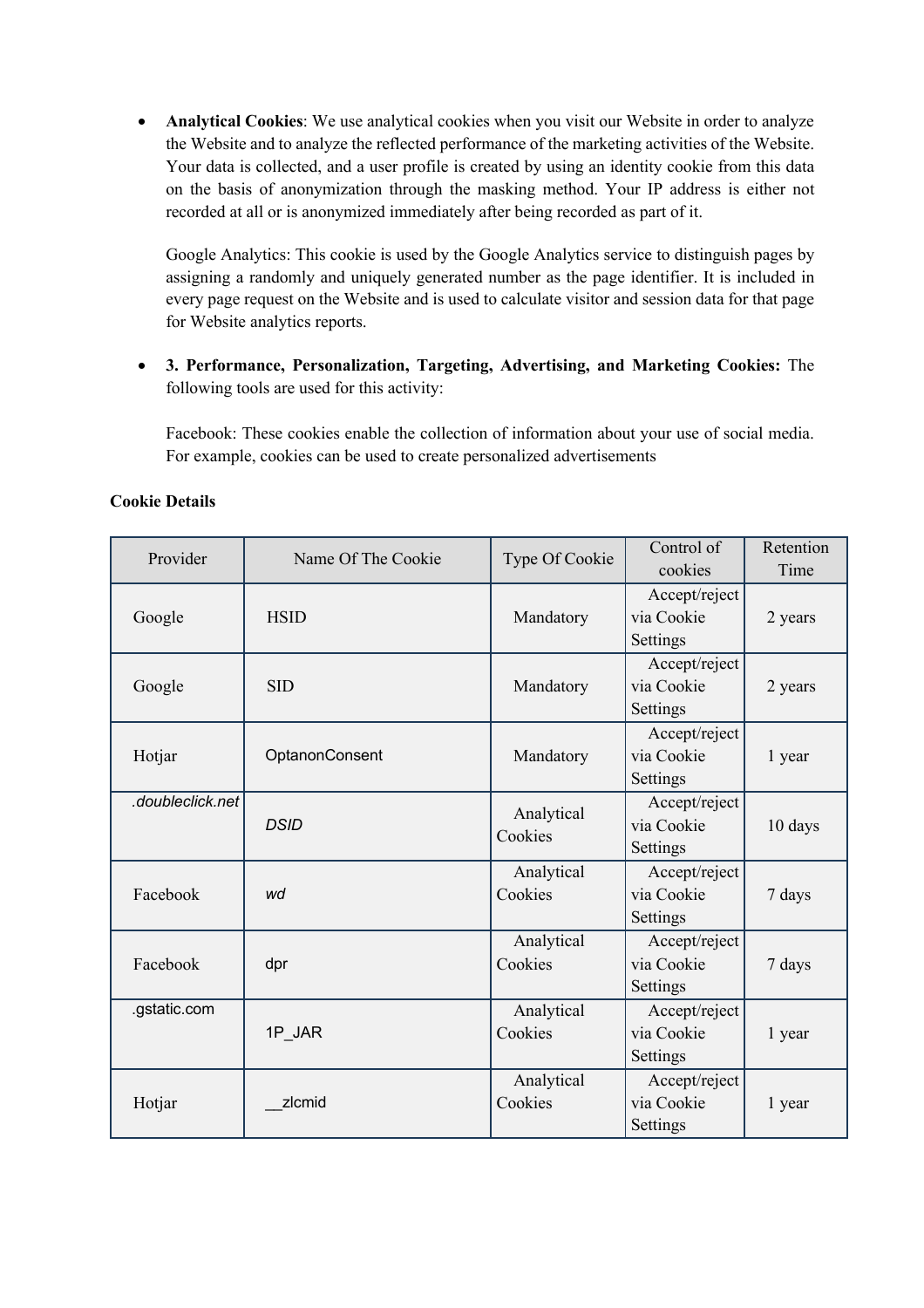- **Analytical Cookies**: We use analytical cookies when you visit our Website in order to analyze the Website and to analyze the reflected performance of the marketing activities of the Website. Your data is collected, and a user profile is created by using an identity cookie from this data on the basis of anonymization through the masking method. Your IP address is either not recorded at all or is anonymized immediately after being recorded as part of it.

  Google Analytics: This cookie is used by the Google Analytics service to distinguish pages by assigning a randomly and uniquely generated number as the page identifier. It is included in every page request on the Website and is used to calculate visitor and session data for that page for Website analytics reports.

- **3. Performance, Personalization, Targeting, Advertising, and Marketing Cookies:** The following tools are used for this activity:

  Facebook: These cookies enable the collection of information about your use of social media. For example, cookies can be used to create personalized advertisements

**Cookie Details**

| Provider | Name Of The Cookie | Type Of Cookie | Control of cookies | Retention Time |
|---|---|---|---|---|
| Google | HSID | Mandatory | Accept/reject via Cookie Settings | 2 years |
| Google | SID | Mandatory | Accept/reject via Cookie Settings | 2 years |
| Hotjar | OptanonConsent | Mandatory | Accept/reject via Cookie Settings | 1 year |
| *.doubleclick.net* | *DSID* | Analytical Cookies | Accept/reject via Cookie Settings | 10 days |
| Facebook | *wd* | Analytical Cookies | Accept/reject via Cookie Settings | 7 days |
| Facebook | dpr | Analytical Cookies | Accept/reject via Cookie Settings | 7 days |
| .gstatic.com | 1P_JAR | Analytical Cookies | Accept/reject via Cookie Settings | 1 year |
| Hotjar | __zlcmid | Analytical Cookies | Accept/reject via Cookie Settings | 1 year |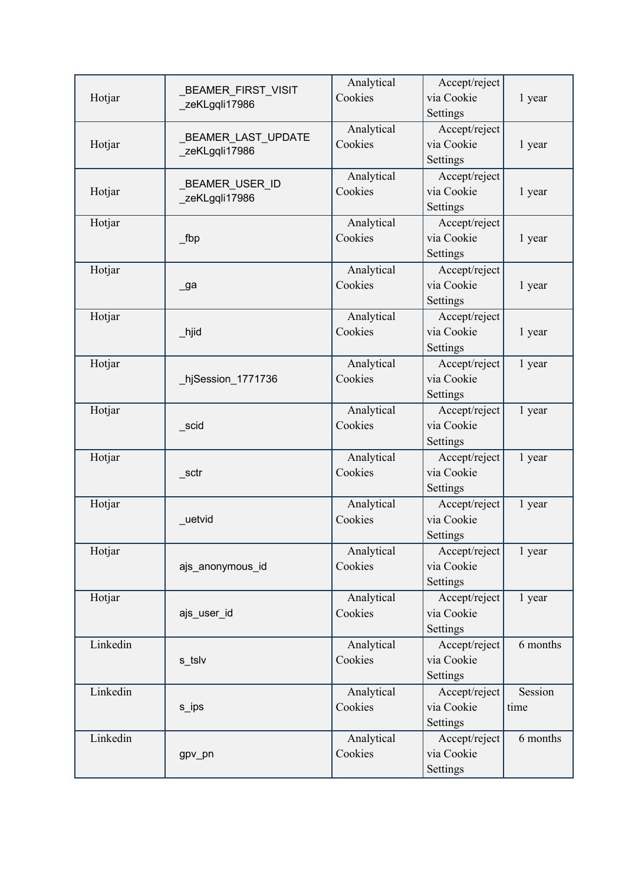| Hotjar | _BEAMER_FIRST_VISIT _zeKLgqli17986 | Analytical Cookies | Accept/reject via Cookie Settings | 1 year |
|---|---|---|---|---|
| Hotjar | _BEAMER_LAST_UPDATE _zeKLgqli17986 | Analytical Cookies | Accept/reject via Cookie Settings | 1 year |
| Hotjar | _BEAMER_USER_ID _zeKLgqli17986 | Analytical Cookies | Accept/reject via Cookie Settings | 1 year |
| Hotjar | _fbp | Analytical Cookies | Accept/reject via Cookie Settings | 1 year |
| Hotjar | _ga | Analytical Cookies | Accept/reject via Cookie Settings | 1 year |
| Hotjar | _hjid | Analytical Cookies | Accept/reject via Cookie Settings | 1 year |
| Hotjar | _hjSession_1771736 | Analytical Cookies | Accept/reject via Cookie Settings | 1 year |
| Hotjar | _scid | Analytical Cookies | Accept/reject via Cookie Settings | 1 year |
| Hotjar | _sctr | Analytical Cookies | Accept/reject via Cookie Settings | 1 year |
| Hotjar | _uetvid | Analytical Cookies | Accept/reject via Cookie Settings | 1 year |
| Hotjar | ajs_anonymous_id | Analytical Cookies | Accept/reject via Cookie Settings | 1 year |
| Hotjar | ajs_user_id | Analytical Cookies | Accept/reject via Cookie Settings | 1 year |
| Linkedin | s_tslv | Analytical Cookies | Accept/reject via Cookie Settings | 6 months |
| Linkedin | s_ips | Analytical Cookies | Accept/reject via Cookie Settings | Session time |
| Linkedin | gpv_pn | Analytical Cookies | Accept/reject via Cookie Settings | 6 months |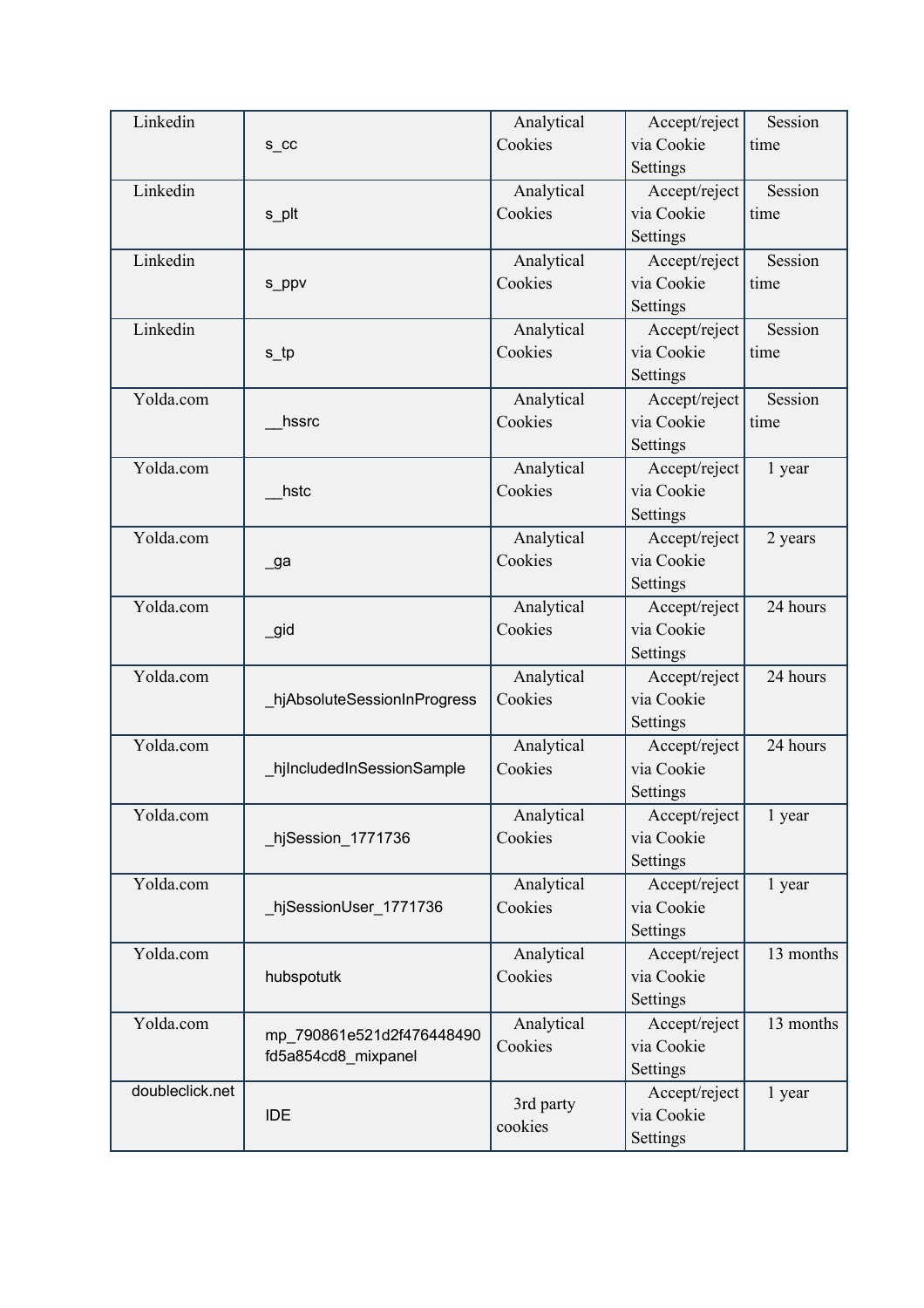| Linkedin | s_cc | Analytical Cookies | Accept/reject via Cookie Settings | Session time |
|---|---|---|---|---|
| Linkedin | s_plt | Analytical Cookies | Accept/reject via Cookie Settings | Session time |
| Linkedin | s_ppv | Analytical Cookies | Accept/reject via Cookie Settings | Session time |
| Linkedin | s_tp | Analytical Cookies | Accept/reject via Cookie Settings | Session time |
| Yolda.com | __hssrc | Analytical Cookies | Accept/reject via Cookie Settings | Session time |
| Yolda.com | __hstc | Analytical Cookies | Accept/reject via Cookie Settings | 1 year |
| Yolda.com | _ga | Analytical Cookies | Accept/reject via Cookie Settings | 2 years |
| Yolda.com | _gid | Analytical Cookies | Accept/reject via Cookie Settings | 24 hours |
| Yolda.com | _hjAbsoluteSessionInProgress | Analytical Cookies | Accept/reject via Cookie Settings | 24 hours |
| Yolda.com | _hjIncludedInSessionSample | Analytical Cookies | Accept/reject via Cookie Settings | 24 hours |
| Yolda.com | _hjSession_1771736 | Analytical Cookies | Accept/reject via Cookie Settings | 1 year |
| Yolda.com | _hjSessionUser_1771736 | Analytical Cookies | Accept/reject via Cookie Settings | 1 year |
| Yolda.com | hubspotutk | Analytical Cookies | Accept/reject via Cookie Settings | 13 months |
| Yolda.com | mp_790861e521d2f476448490fd5a854cd8_mixpanel | Analytical Cookies | Accept/reject via Cookie Settings | 13 months |
| doubleclick.net | IDE | 3rd party cookies | Accept/reject via Cookie Settings | 1 year |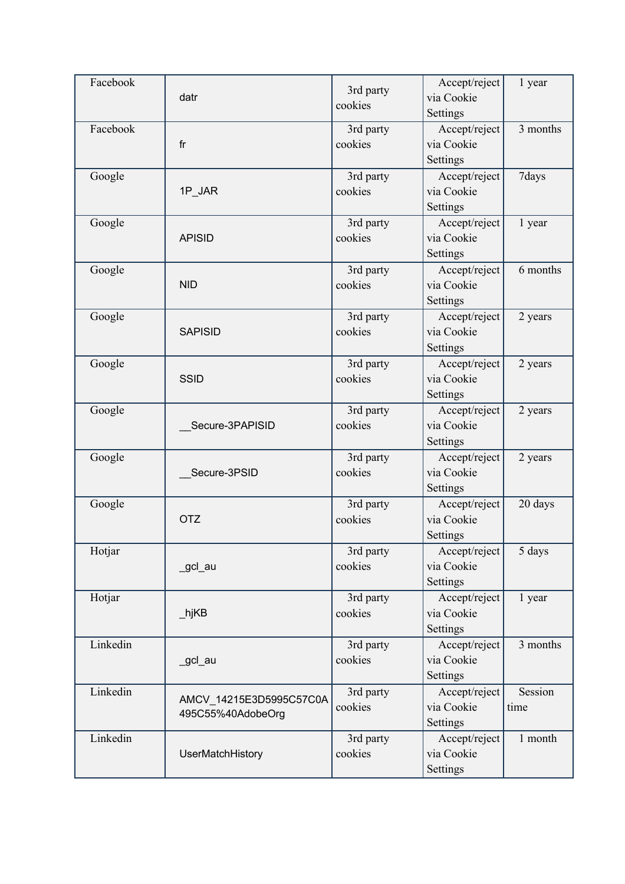| Facebook | datr | 3rd party cookies | Accept/reject via Cookie Settings | 1 year |
|---|---|---|---|---|
| Facebook | fr | 3rd party cookies | Accept/reject via Cookie Settings | 3 months |
| Google | 1P_JAR | 3rd party cookies | Accept/reject via Cookie Settings | 7days |
| Google | APISID | 3rd party cookies | Accept/reject via Cookie Settings | 1 year |
| Google | NID | 3rd party cookies | Accept/reject via Cookie Settings | 6 months |
| Google | SAPISID | 3rd party cookies | Accept/reject via Cookie Settings | 2 years |
| Google | SSID | 3rd party cookies | Accept/reject via Cookie Settings | 2 years |
| Google | __Secure-3PAPISID | 3rd party cookies | Accept/reject via Cookie Settings | 2 years |
| Google | __Secure-3PSID | 3rd party cookies | Accept/reject via Cookie Settings | 2 years |
| Google | OTZ | 3rd party cookies | Accept/reject via Cookie Settings | 20 days |
| Hotjar | _gcl_au | 3rd party cookies | Accept/reject via Cookie Settings | 5 days |
| Hotjar | _hjKB | 3rd party cookies | Accept/reject via Cookie Settings | 1 year |
| Linkedin | _gcl_au | 3rd party cookies | Accept/reject via Cookie Settings | 3 months |
| Linkedin | AMCV_14215E3D5995C57C0A495C55%40AdobeOrg | 3rd party cookies | Accept/reject via Cookie Settings | Session time |
| Linkedin | UserMatchHistory | 3rd party cookies | Accept/reject via Cookie Settings | 1 month |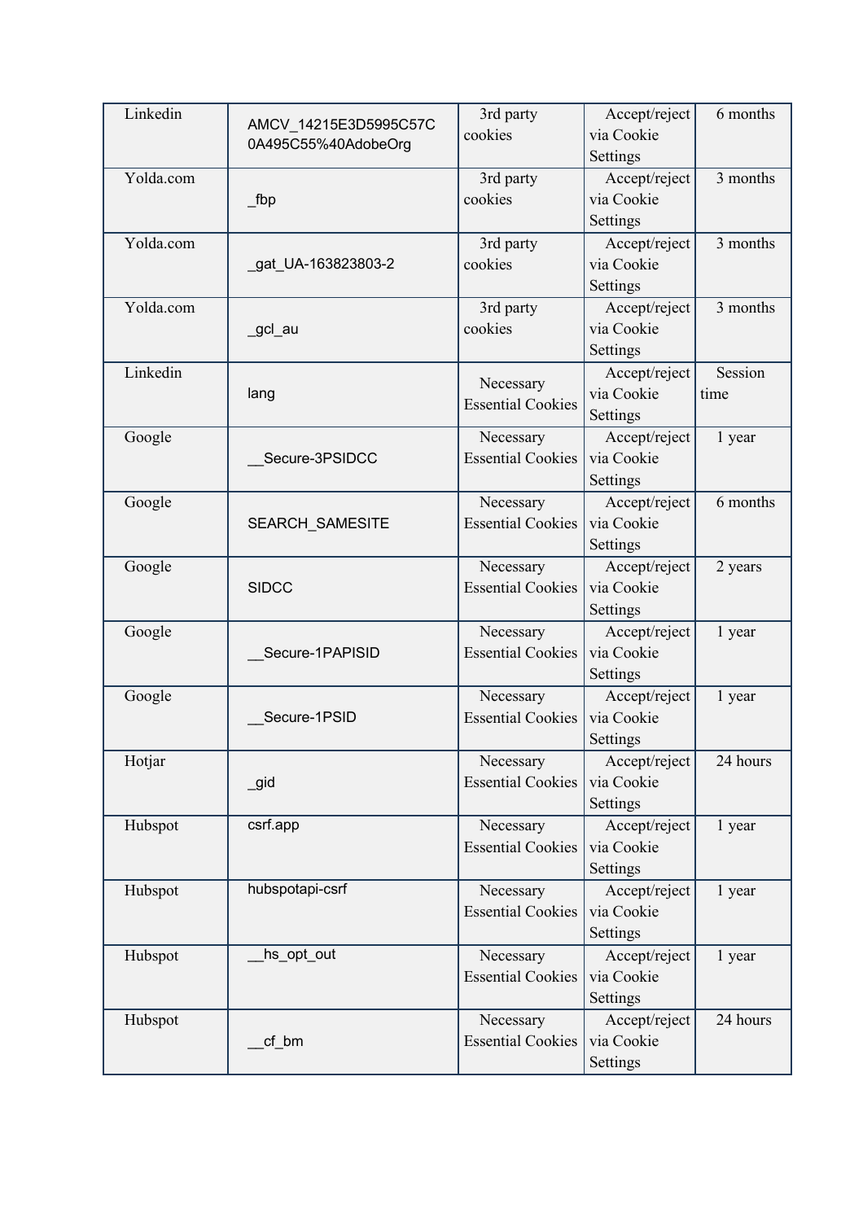| Linkedin | AMCV_14215E3D5995C57C0A495C55%40AdobeOrg | 3rd party cookies | Accept/reject via Cookie Settings | 6 months |
|---|---|---|---|---|
| Yolda.com | _fbp | 3rd party cookies | Accept/reject via Cookie Settings | 3 months |
| Yolda.com | _gat_UA-163823803-2 | 3rd party cookies | Accept/reject via Cookie Settings | 3 months |
| Yolda.com | _gcl_au | 3rd party cookies | Accept/reject via Cookie Settings | 3 months |
| Linkedin | lang | Necessary Essential Cookies | Accept/reject via Cookie Settings | Session time |
| Google | __Secure-3PSIDCC | Necessary Essential Cookies | Accept/reject via Cookie Settings | 1 year |
| Google | SEARCH_SAMESITE | Necessary Essential Cookies | Accept/reject via Cookie Settings | 6 months |
| Google | SIDCC | Necessary Essential Cookies | Accept/reject via Cookie Settings | 2 years |
| Google | __Secure-1PAPISID | Necessary Essential Cookies | Accept/reject via Cookie Settings | 1 year |
| Google | __Secure-1PSID | Necessary Essential Cookies | Accept/reject via Cookie Settings | 1 year |
| Hotjar | _gid | Necessary Essential Cookies | Accept/reject via Cookie Settings | 24 hours |
| Hubspot | csrf.app | Necessary Essential Cookies | Accept/reject via Cookie Settings | 1 year |
| Hubspot | hubspotapi-csrf | Necessary Essential Cookies | Accept/reject via Cookie Settings | 1 year |
| Hubspot | __hs_opt_out | Necessary Essential Cookies | Accept/reject via Cookie Settings | 1 year |
| Hubspot | __cf_bm | Necessary Essential Cookies | Accept/reject via Cookie Settings | 24 hours |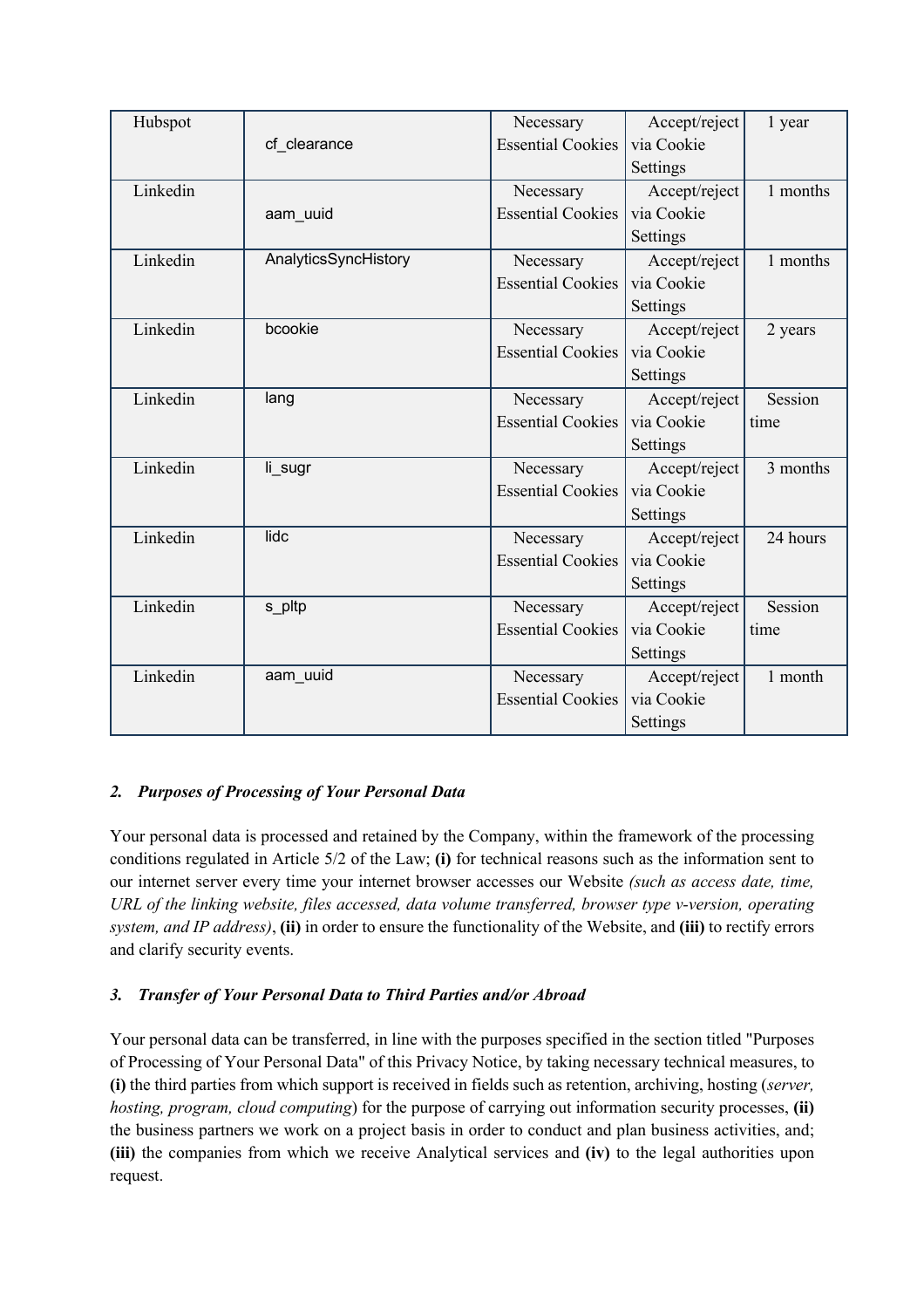| Hubspot | cf_clearance | Necessary Essential Cookies | Accept/reject via Cookie Settings | 1 year |
|---|---|---|---|---|
| Linkedin | aam_uuid | Necessary Essential Cookies | Accept/reject via Cookie Settings | 1 months |
| Linkedin | AnalyticsSyncHistory | Necessary Essential Cookies | Accept/reject via Cookie Settings | 1 months |
| Linkedin | bcookie | Necessary Essential Cookies | Accept/reject via Cookie Settings | 2 years |
| Linkedin | lang | Necessary Essential Cookies | Accept/reject via Cookie Settings | Session time |
| Linkedin | li_sugr | Necessary Essential Cookies | Accept/reject via Cookie Settings | 3 months |
| Linkedin | lidc | Necessary Essential Cookies | Accept/reject via Cookie Settings | 24 hours |
| Linkedin | s_pltp | Necessary Essential Cookies | Accept/reject via Cookie Settings | Session time |
| Linkedin | aam_uuid | Necessary Essential Cookies | Accept/reject via Cookie Settings | 1 month |

### *2. Purposes of Processing of Your Personal Data*

Your personal data is processed and retained by the Company, within the framework of the processing conditions regulated in Article 5/2 of the Law; **(i)** for technical reasons such as the information sent to our internet server every time your internet browser accesses our Website *(such as access date, time, URL of the linking website, files accessed, data volume transferred, browser type v-version, operating system, and IP address)*, **(ii)** in order to ensure the functionality of the Website, and **(iii)** to rectify errors and clarify security events.

### *3. Transfer of Your Personal Data to Third Parties and/or Abroad*

Your personal data can be transferred, in line with the purposes specified in the section titled "Purposes of Processing of Your Personal Data" of this Privacy Notice, by taking necessary technical measures, to **(i)** the third parties from which support is received in fields such as retention, archiving, hosting (*server, hosting, program, cloud computing*) for the purpose of carrying out information security processes, **(ii)** the business partners we work on a project basis in order to conduct and plan business activities, and; **(iii)** the companies from which we receive Analytical services and **(iv)** to the legal authorities upon request.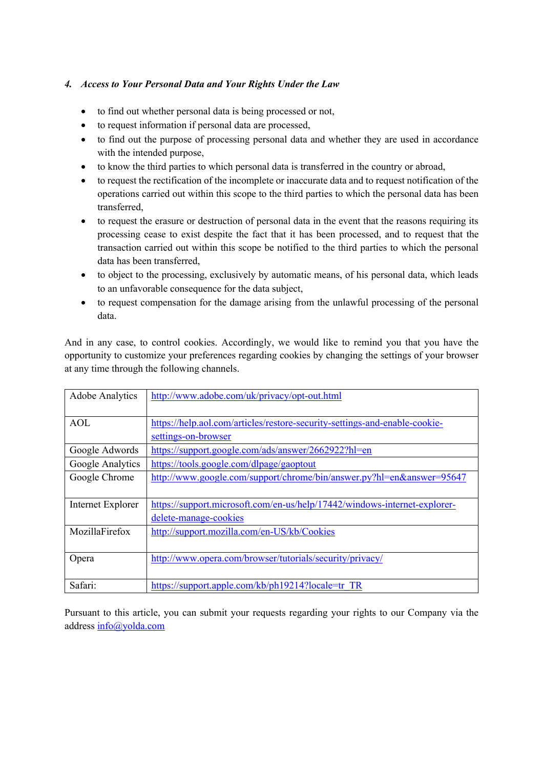### *4. Access to Your Personal Data and Your Rights Under the Law*

- to find out whether personal data is being processed or not,
- to request information if personal data are processed,
- to find out the purpose of processing personal data and whether they are used in accordance with the intended purpose,
- to know the third parties to which personal data is transferred in the country or abroad,
- to request the rectification of the incomplete or inaccurate data and to request notification of the operations carried out within this scope to the third parties to which the personal data has been transferred,
- to request the erasure or destruction of personal data in the event that the reasons requiring its processing cease to exist despite the fact that it has been processed, and to request that the transaction carried out within this scope be notified to the third parties to which the personal data has been transferred,
- to object to the processing, exclusively by automatic means, of his personal data, which leads to an unfavorable consequence for the data subject,
- to request compensation for the damage arising from the unlawful processing of the personal data.

And in any case, to control cookies. Accordingly, we would like to remind you that you have the opportunity to customize your preferences regarding cookies by changing the settings of your browser at any time through the following channels.

| | |
|---|---|
| Adobe Analytics | http://www.adobe.com/uk/privacy/opt-out.html |
| AOL | https://help.aol.com/articles/restore-security-settings-and-enable-cookie-settings-on-browser |
| Google Adwords | https://support.google.com/ads/answer/2662922?hl=en |
| Google Analytics | https://tools.google.com/dlpage/gaoptout |
| Google Chrome | http://www.google.com/support/chrome/bin/answer.py?hl=en&answer=95647 |
| Internet Explorer | https://support.microsoft.com/en-us/help/17442/windows-internet-explorer-delete-manage-cookies |
| MozillaFirefox | http://support.mozilla.com/en-US/kb/Cookies |
| Opera | http://www.opera.com/browser/tutorials/security/privacy/ |
| Safari: | https://support.apple.com/kb/ph19214?locale=tr_TR |

Pursuant to this article, you can submit your requests regarding your rights to our Company via the address info@yolda.com